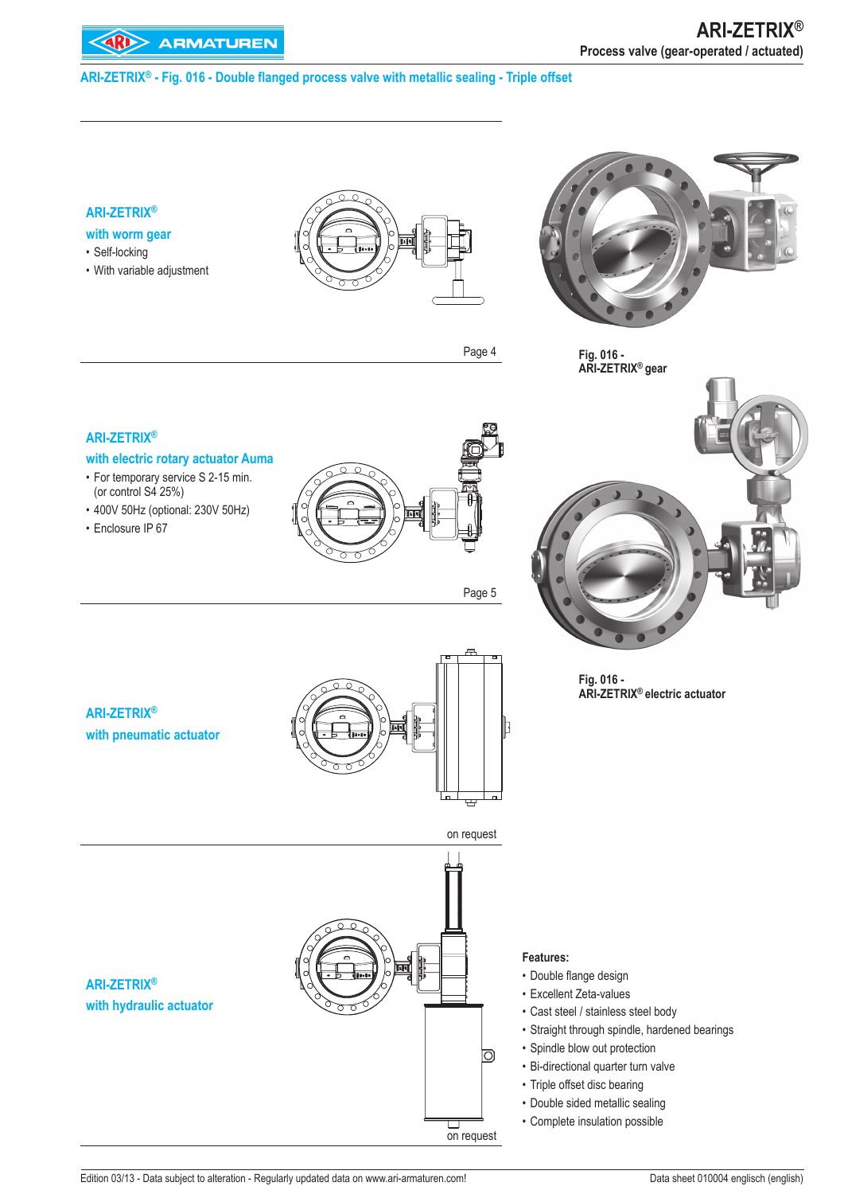# ARI-ZETRIX® - Fig. 016 - Double flanged process valve with metallic sealing - Triple offset

## ARI-ZETRIX® with worm gear

- Self-locking
- With variable adjustment

Page 4

## ARI-ZETRIX® with electric rotary actuator Auma

- For temporary service S 2-15 min. (or control S4 25%)
- 400V 50Hz (optional: 230V 50Hz)
- Enclosure IP 67

Page 5

## ARI-ZETRIX® with pneumatic actuator

on request

## ARI-ZETRIX® with hydraulic actuator

on request

Fig. 016 - ARI-ZETRIX® gear

Fig. 016 - ARI-ZETRIX® electric actuator

**Features:**

- Double flange design
- Excellent Zeta-values
- Cast steel / stainless steel body
- Straight through spindle, hardened bearings
- Spindle blow out protection
- Bi-directional quarter turn valve
- Triple offset disc bearing
- Double sided metallic sealing
- Complete insulation possible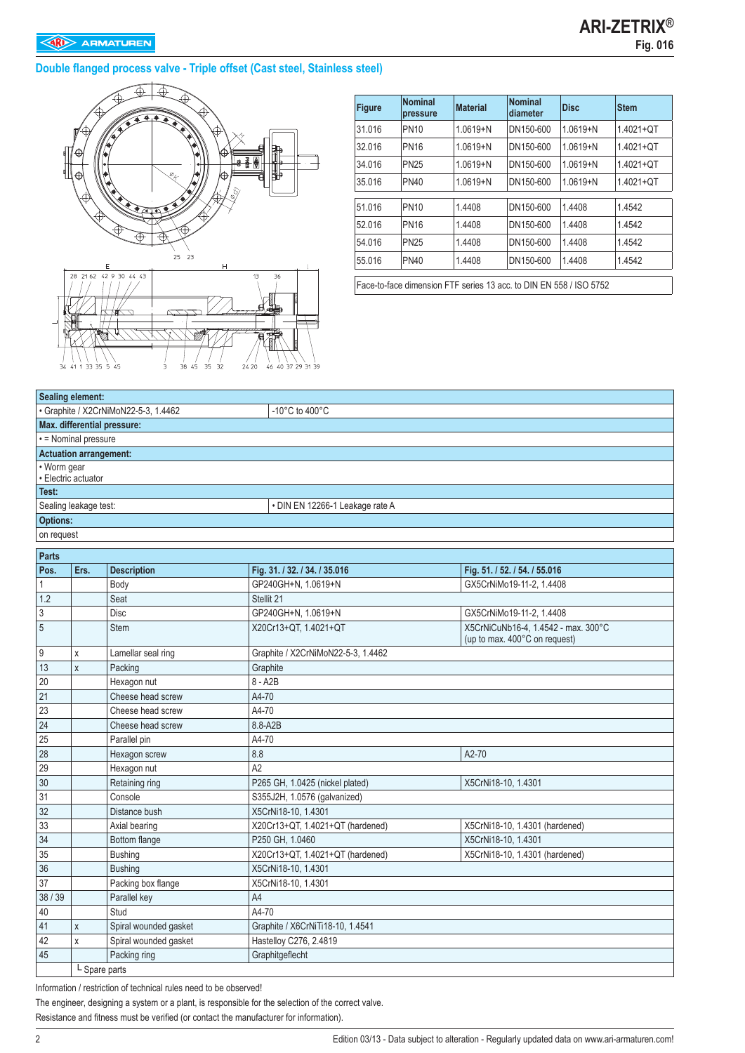## Double flanged process valve - Triple offset (Cast steel, Stainless steel)

| Figure | Nominal pressure | Material | Nominal diameter | Disc | Stem |
|---|---|---|---|---|---|
| 31.016 | PN10 | 1.0619+N | DN150-600 | 1.0619+N | 1.4021+QT |
| 32.016 | PN16 | 1.0619+N | DN150-600 | 1.0619+N | 1.4021+QT |
| 34.016 | PN25 | 1.0619+N | DN150-600 | 1.0619+N | 1.4021+QT |
| 35.016 | PN40 | 1.0619+N | DN150-600 | 1.0619+N | 1.4021+QT |
| 51.016 | PN10 | 1.4408 | DN150-600 | 1.4408 | 1.4542 |
| 52.016 | PN16 | 1.4408 | DN150-600 | 1.4408 | 1.4542 |
| 54.016 | PN25 | 1.4408 | DN150-600 | 1.4408 | 1.4542 |
| 55.016 | PN40 | 1.4408 | DN150-600 | 1.4408 | 1.4542 |

Face-to-face dimension FTF series 13 acc. to DIN EN 558 / ISO 5752

| **Sealing element:** | |
|---|---|
| • Graphite / X2CrNiMoN22-5-3, 1.4462 | -10°C to 400°C |
| **Max. differential pressure:** | |
| • = Nominal pressure | |
| **Actuation arrangement:** | |
| • Worm gear<br>• Electric actuator | |
| **Test:** | |
| Sealing leakage test: | • DIN EN 12266-1 Leakage rate A |
| **Options:** | |
| on request | |

**Parts**

| Pos. | Ers. | Description | Fig. 31. / 32. / 34. / 35.016 | Fig. 51. / 52. / 54. / 55.016 |
|---|---|---|---|---|
| 1 | | Body | GP240GH+N, 1.0619+N | GX5CrNiMo19-11-2, 1.4408 |
| 1.2 | | Seat | Stellit 21 | |
| 3 | | Disc | GP240GH+N, 1.0619+N | GX5CrNiMo19-11-2, 1.4408 |
| 5 | | Stem | X20Cr13+QT, 1.4021+QT | X5CrNiCuNb16-4, 1.4542 - max. 300°C (up to max. 400°C on request) |
| 9 | x | Lamellar seal ring | Graphite / X2CrNiMoN22-5-3, 1.4462 | |
| 13 | x | Packing | Graphite | |
| 20 | | Hexagon nut | 8 - A2B | |
| 21 | | Cheese head screw | A4-70 | |
| 23 | | Cheese head screw | A4-70 | |
| 24 | | Cheese head screw | 8.8-A2B | |
| 25 | | Parallel pin | A4-70 | |
| 28 | | Hexagon screw | 8.8 | A2-70 |
| 29 | | Hexagon nut | A2 | |
| 30 | | Retaining ring | P265 GH, 1.0425 (nickel plated) | X5CrNi18-10, 1.4301 |
| 31 | | Console | S355J2H, 1.0576 (galvanized) | |
| 32 | | Distance bush | X5CrNi18-10, 1.4301 | |
| 33 | | Axial bearing | X20Cr13+QT, 1.4021+QT (hardened) | X5CrNi18-10, 1.4301 (hardened) |
| 34 | | Bottom flange | P250 GH, 1.0460 | X5CrNi18-10, 1.4301 |
| 35 | | Bushing | X20Cr13+QT, 1.4021+QT (hardened) | X5CrNi18-10, 1.4301 (hardened) |
| 36 | | Bushing | X5CrNi18-10, 1.4301 | |
| 37 | | Packing box flange | X5CrNi18-10, 1.4301 | |
| 38 / 39 | | Parallel key | A4 | |
| 40 | | Stud | A4-70 | |
| 41 | x | Spiral wounded gasket | Graphite / X6CrNiTi18-10, 1.4541 | |
| 42 | x | Spiral wounded gasket | Hastelloy C276, 2.4819 | |
| 45 | | Packing ring | Graphitgeflecht | |
| | └ Spare parts | | | |

Information / restriction of technical rules need to be observed!

The engineer, designing a system or a plant, is responsible for the selection of the correct valve.

Resistance and fitness must be verified (or contact the manufacturer for information).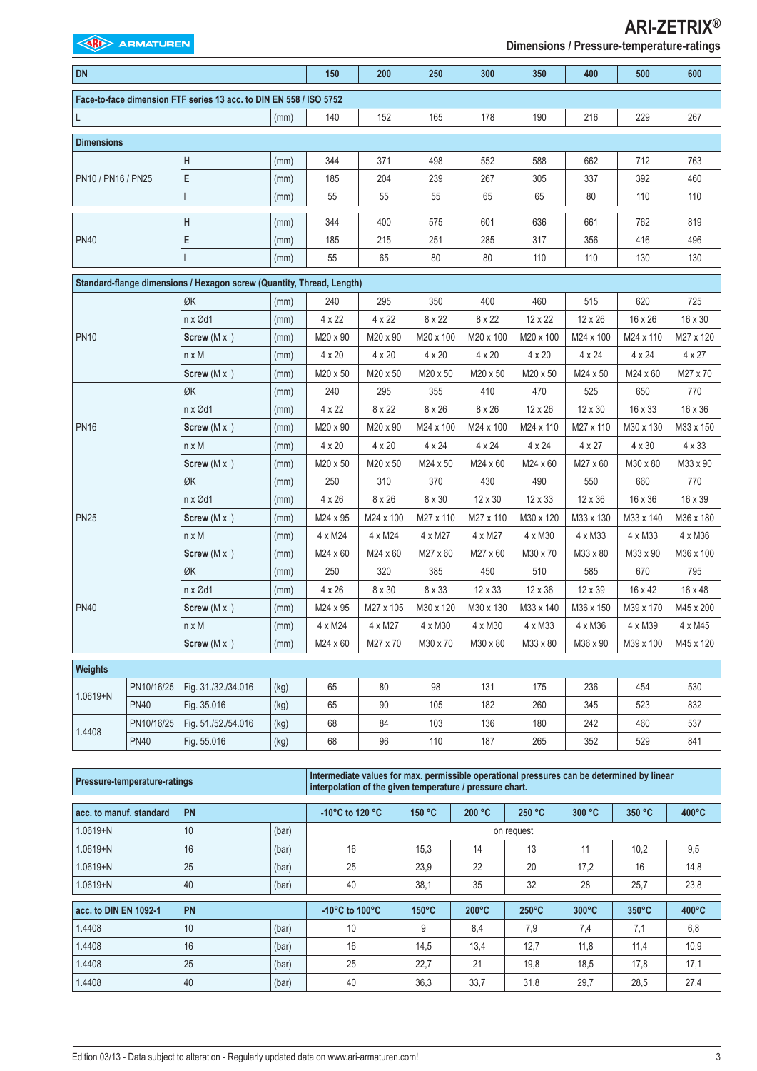# ARI-ZETRIX®

## Dimensions / Pressure-temperature-ratings

| DN | | | | 150 | 200 | 250 | 300 | 350 | 400 | 500 | 600 |
|---|---|---|---|---|---|---|---|---|---|---|---|
| **Face-to-face dimension FTF series 13 acc. to DIN EN 558 / ISO 5752** | | | | | | | | | | | |
| L | | | (mm) | 140 | 152 | 165 | 178 | 190 | 216 | 229 | 267 |
| **Dimensions** | | | | | | | | | | | |
| PN10 / PN16 / PN25 | | H | (mm) | 344 | 371 | 498 | 552 | 588 | 662 | 712 | 763 |
| | | E | (mm) | 185 | 204 | 239 | 267 | 305 | 337 | 392 | 460 |
| | | I | (mm) | 55 | 55 | 55 | 65 | 65 | 80 | 110 | 110 |
| PN40 | | H | (mm) | 344 | 400 | 575 | 601 | 636 | 661 | 762 | 819 |
| | | E | (mm) | 185 | 215 | 251 | 285 | 317 | 356 | 416 | 496 |
| | | I | (mm) | 55 | 65 | 80 | 80 | 110 | 110 | 130 | 130 |
| **Standard-flange dimensions / Hexagon screw (Quantity, Thread, Length)** | | | | | | | | | | | |
| PN10 | | ØK | (mm) | 240 | 295 | 350 | 400 | 460 | 515 | 620 | 725 |
| | | n x Ød1 | (mm) | 4 x 22 | 4 x 22 | 8 x 22 | 8 x 22 | 12 x 22 | 12 x 26 | 16 x 26 | 16 x 30 |
| | | **Screw** (M x l) | (mm) | M20 x 90 | M20 x 90 | M20 x 100 | M20 x 100 | M20 x 100 | M24 x 100 | M24 x 110 | M27 x 120 |
| | | n x M | (mm) | 4 x 20 | 4 x 20 | 4 x 20 | 4 x 20 | 4 x 20 | 4 x 24 | 4 x 24 | 4 x 27 |
| | | **Screw** (M x l) | (mm) | M20 x 50 | M20 x 50 | M20 x 50 | M20 x 50 | M20 x 50 | M24 x 50 | M24 x 60 | M27 x 70 |
| PN16 | | ØK | (mm) | 240 | 295 | 355 | 410 | 470 | 525 | 650 | 770 |
| | | n x Ød1 | (mm) | 4 x 22 | 8 x 22 | 8 x 26 | 8 x 26 | 12 x 26 | 12 x 30 | 16 x 33 | 16 x 36 |
| | | **Screw** (M x l) | (mm) | M20 x 90 | M20 x 90 | M24 x 100 | M24 x 100 | M24 x 110 | M27 x 110 | M30 x 130 | M33 x 150 |
| | | n x M | (mm) | 4 x 20 | 4 x 20 | 4 x 24 | 4 x 24 | 4 x 24 | 4 x 27 | 4 x 30 | 4 x 33 |
| | | **Screw** (M x l) | (mm) | M20 x 50 | M20 x 50 | M24 x 50 | M24 x 60 | M24 x 60 | M27 x 60 | M30 x 80 | M33 x 90 |
| PN25 | | ØK | (mm) | 250 | 310 | 370 | 430 | 490 | 550 | 660 | 770 |
| | | n x Ød1 | (mm) | 4 x 26 | 8 x 26 | 8 x 30 | 12 x 30 | 12 x 33 | 12 x 36 | 16 x 36 | 16 x 39 |
| | | **Screw** (M x l) | (mm) | M24 x 95 | M24 x 100 | M27 x 110 | M27 x 110 | M30 x 120 | M33 x 130 | M33 x 140 | M36 x 180 |
| | | n x M | (mm) | 4 x M24 | 4 x M24 | 4 x M27 | 4 x M27 | 4 x M30 | 4 x M33 | 4 x M33 | 4 x M36 |
| | | **Screw** (M x l) | (mm) | M24 x 60 | M24 x 60 | M27 x 60 | M27 x 60 | M30 x 70 | M33 x 80 | M33 x 90 | M36 x 100 |
| PN40 | | ØK | (mm) | 250 | 320 | 385 | 450 | 510 | 585 | 670 | 795 |
| | | n x Ød1 | (mm) | 4 x 26 | 8 x 30 | 8 x 33 | 12 x 33 | 12 x 36 | 12 x 39 | 16 x 42 | 16 x 48 |
| | | **Screw** (M x l) | (mm) | M24 x 95 | M27 x 105 | M30 x 120 | M30 x 130 | M33 x 140 | M36 x 150 | M39 x 170 | M45 x 200 |
| | | n x M | (mm) | 4 x M24 | 4 x M27 | 4 x M30 | 4 x M30 | 4 x M33 | 4 x M36 | 4 x M39 | 4 x M45 |
| | | **Screw** (M x l) | (mm) | M24 x 60 | M27 x 70 | M30 x 70 | M30 x 80 | M33 x 80 | M36 x 90 | M39 x 100 | M45 x 120 |
| **Weights** | | | | | | | | | | | |
| 1.0619+N | PN10/16/25 | Fig. 31./32./34.016 | (kg) | 65 | 80 | 98 | 131 | 175 | 236 | 454 | 530 |
| | PN40 | Fig. 35.016 | (kg) | 65 | 90 | 105 | 182 | 260 | 345 | 523 | 832 |
| 1.4408 | PN10/16/25 | Fig. 51./52./54.016 | (kg) | 68 | 84 | 103 | 136 | 180 | 242 | 460 | 537 |
| | PN40 | Fig. 55.016 | (kg) | 68 | 96 | 110 | 187 | 265 | 352 | 529 | 841 |

| Pressure-temperature-ratings | | | Intermediate values for max. permissible operational pressures can be determined by linear interpolation of the given temperature / pressure chart. | | | | | | |
|---|---|---|---|---|---|---|---|---|---|
| **acc. to manuf. standard** | **PN** | | **-10°C to 120 °C** | **150 °C** | **200 °C** | **250 °C** | **300 °C** | **350 °C** | **400°C** |
| 1.0619+N | 10 | (bar) | on request | | | | | | |
| 1.0619+N | 16 | (bar) | 16 | 15,3 | 14 | 13 | 11 | 10,2 | 9,5 |
| 1.0619+N | 25 | (bar) | 25 | 23,9 | 22 | 20 | 17,2 | 16 | 14,8 |
| 1.0619+N | 40 | (bar) | 40 | 38,1 | 35 | 32 | 28 | 25,7 | 23,8 |
| **acc. to DIN EN 1092-1** | **PN** | | **-10°C to 100°C** | **150°C** | **200°C** | **250°C** | **300°C** | **350°C** | **400°C** |
| 1.4408 | 10 | (bar) | 10 | 9 | 8,4 | 7,9 | 7,4 | 7,1 | 6,8 |
| 1.4408 | 16 | (bar) | 16 | 14,5 | 13,4 | 12,7 | 11,8 | 11,4 | 10,9 |
| 1.4408 | 25 | (bar) | 25 | 22,7 | 21 | 19,8 | 18,5 | 17,8 | 17,1 |
| 1.4408 | 40 | (bar) | 40 | 36,3 | 33,7 | 31,8 | 29,7 | 28,5 | 27,4 |

Edition 03/13 - Data subject to alteration - Regularly updated data on www.ari-armaturen.com!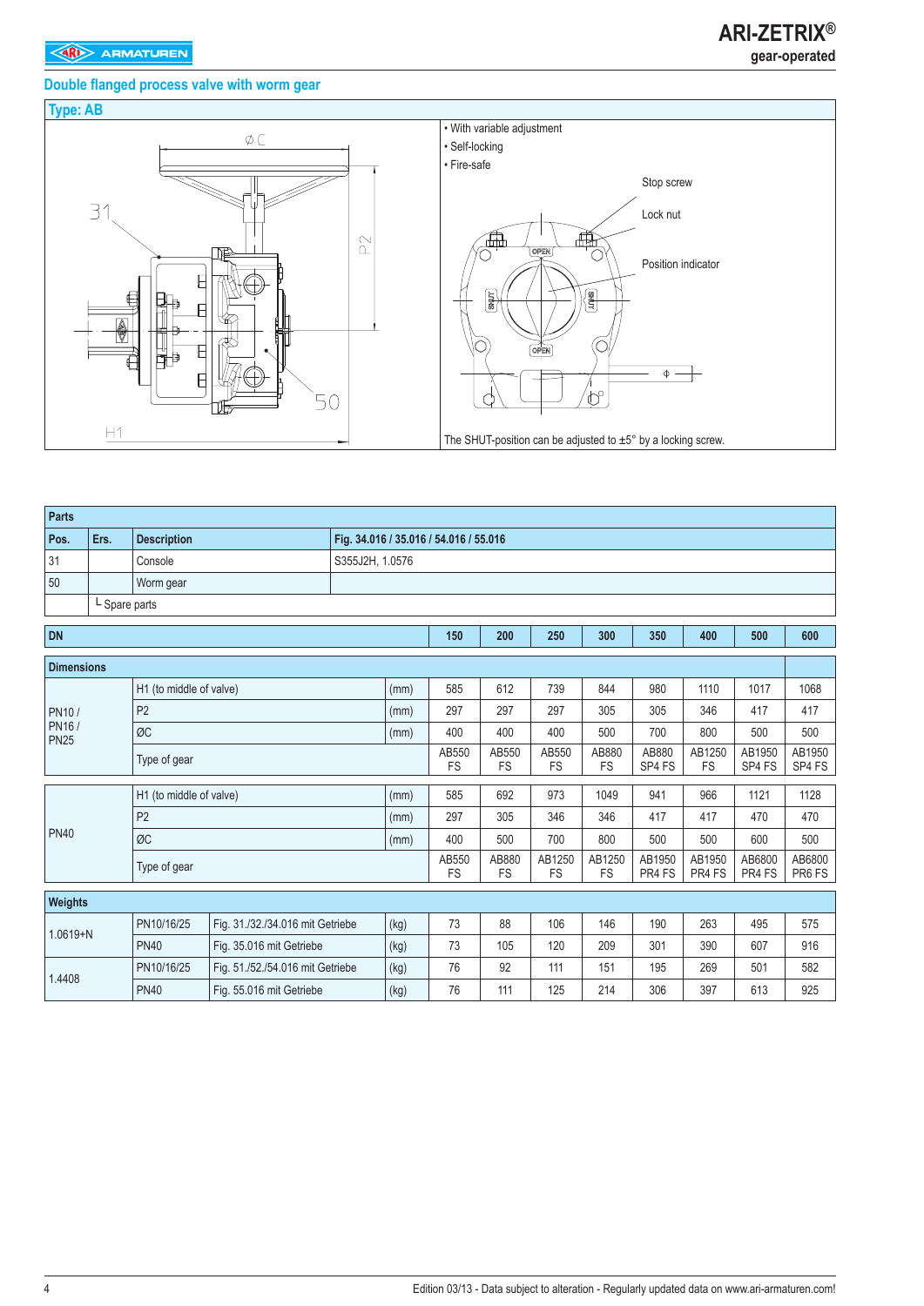## Double flanged process valve with worm gear

### Type: AB

- With variable adjustment
- Self-locking
- Fire-safe

Stop screw

Lock nut

Position indicator

The SHUT-position can be adjusted to ±5° by a locking screw.

| Parts | | | |
|---|---|---|---|
| **Pos.** | **Ers.** | **Description** | **Fig. 34.016 / 35.016 / 54.016 / 55.016** |
| 31 | | Console | S355J2H, 1.0576 |
| 50 | | Worm gear | |
| | └ Spare parts | | |

| DN | | | | 150 | 200 | 250 | 300 | 350 | 400 | 500 | 600 |
|---|---|---|---|---|---|---|---|---|---|---|---|
| **Dimensions** | | | | | | | | | | | |
| PN10 / PN16 / PN25 | H1 (to middle of valve) | | (mm) | 585 | 612 | 739 | 844 | 980 | 1110 | 1017 | 1068 |
| | P2 | | (mm) | 297 | 297 | 297 | 305 | 305 | 346 | 417 | 417 |
| | ØC | | (mm) | 400 | 400 | 400 | 500 | 700 | 800 | 500 | 500 |
| | Type of gear | | | AB550 FS | AB550 FS | AB550 FS | AB880 FS | AB880 SP4 FS | AB1250 FS | AB1950 SP4 FS | AB1950 SP4 FS |
| PN40 | H1 (to middle of valve) | | (mm) | 585 | 692 | 973 | 1049 | 941 | 966 | 1121 | 1128 |
| | P2 | | (mm) | 297 | 305 | 346 | 346 | 417 | 417 | 470 | 470 |
| | ØC | | (mm) | 400 | 500 | 700 | 800 | 500 | 500 | 600 | 500 |
| | Type of gear | | | AB550 FS | AB880 FS | AB1250 FS | AB1250 FS | AB1950 PR4 FS | AB1950 PR4 FS | AB6800 PR4 FS | AB6800 PR6 FS |
| **Weights** | | | | | | | | | | | |
| 1.0619+N | PN10/16/25 | Fig. 31./32./34.016 mit Getriebe | (kg) | 73 | 88 | 106 | 146 | 190 | 263 | 495 | 575 |
| | PN40 | Fig. 35.016 mit Getriebe | (kg) | 73 | 105 | 120 | 209 | 301 | 390 | 607 | 916 |
| 1.4408 | PN10/16/25 | Fig. 51./52./54.016 mit Getriebe | (kg) | 76 | 92 | 111 | 151 | 195 | 269 | 501 | 582 |
| | PN40 | Fig. 55.016 mit Getriebe | (kg) | 76 | 111 | 125 | 214 | 306 | 397 | 613 | 925 |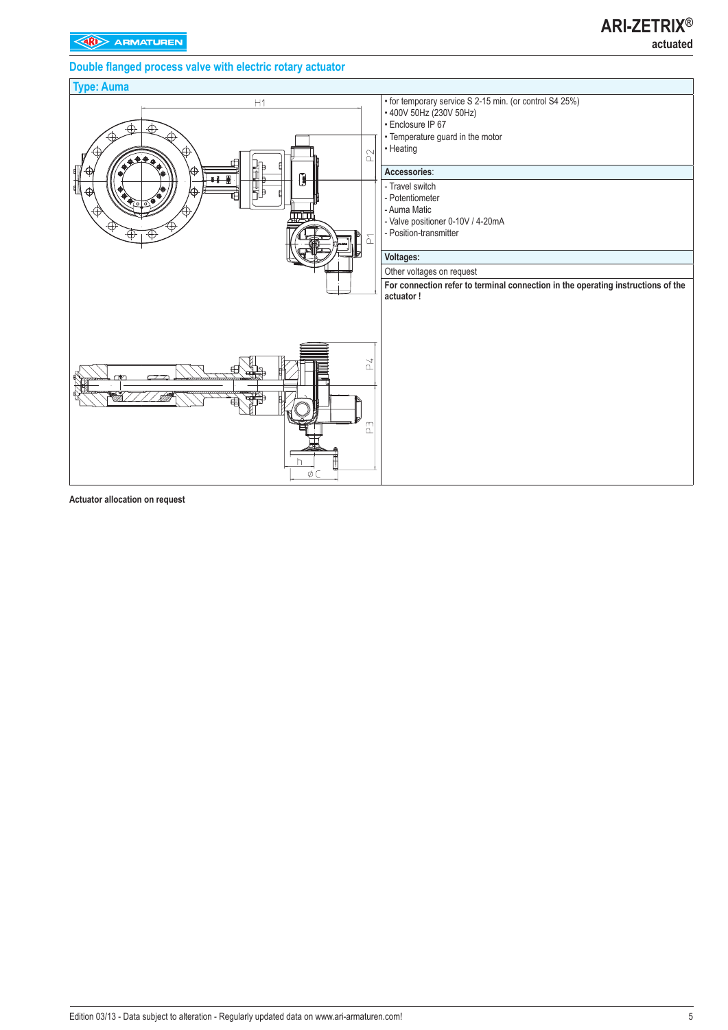## Double flanged process valve with electric rotary actuator

### Type: Auma

- for temporary service S 2-15 min. (or control S4 25%)
- 400V 50Hz (230V 50Hz)
- Enclosure IP 67
- Temperature guard in the motor
- Heating

**Accessories**:

- Travel switch
- Potentiometer
- Auma Matic
- Valve positioner 0-10V / 4-20mA
- Position-transmitter

**Voltages:**

Other voltages on request

**For connection refer to terminal connection in the operating instructions of the actuator !**

**Actuator allocation on request**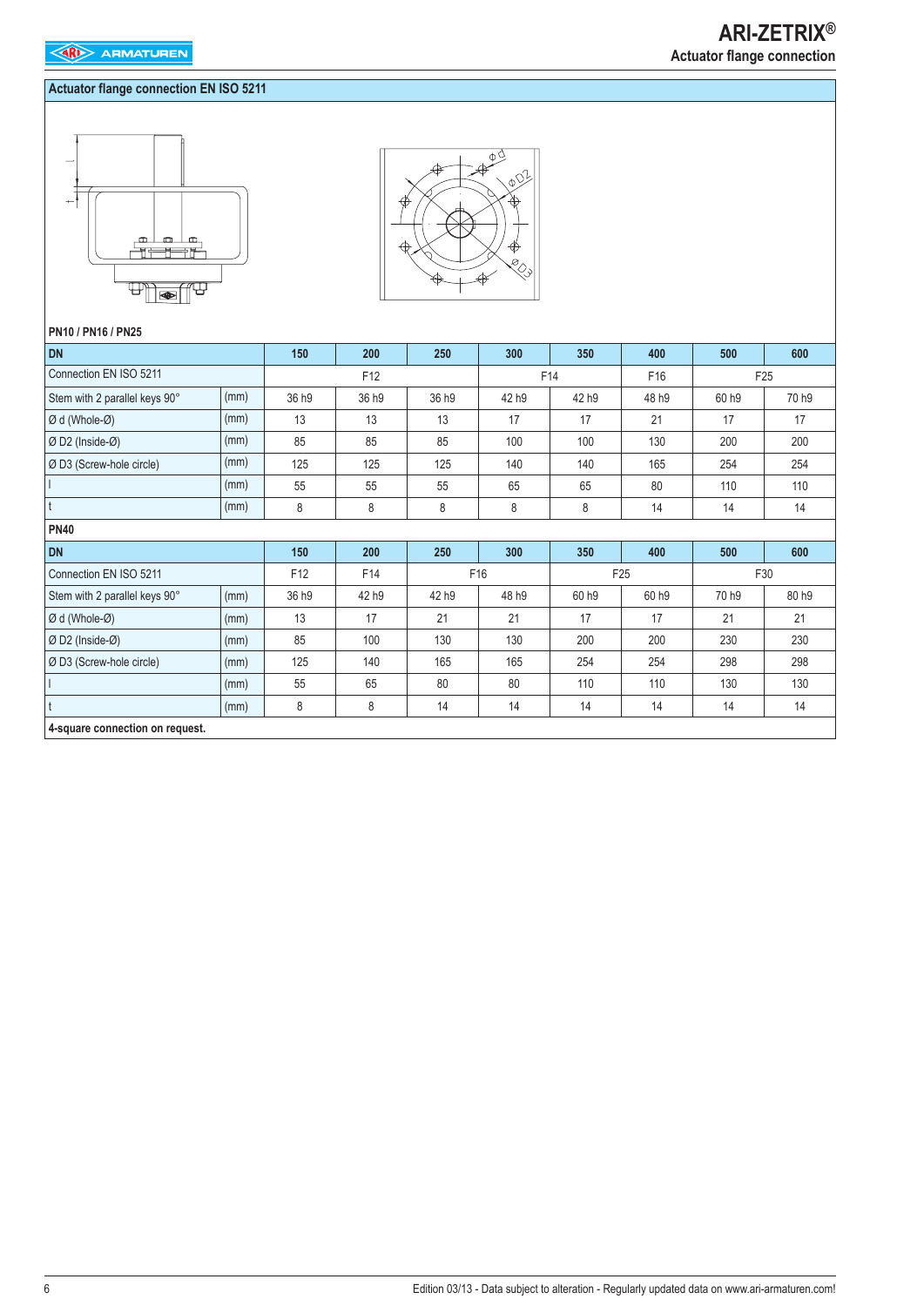## Actuator flange connection EN ISO 5211

PN10 / PN16 / PN25

| DN | | 150 | 200 | 250 | 300 | 350 | 400 | 500 | 600 |
|---|---|---|---|---|---|---|---|---|---|
| Connection EN ISO 5211 | | F12 | | | F14 | | F16 | F25 | |
| Stem with 2 parallel keys 90° | (mm) | 36 h9 | 36 h9 | 36 h9 | 42 h9 | 42 h9 | 48 h9 | 60 h9 | 70 h9 |
| Ø d (Whole-Ø) | (mm) | 13 | 13 | 13 | 17 | 17 | 21 | 17 | 17 |
| Ø D2 (Inside-Ø) | (mm) | 85 | 85 | 85 | 100 | 100 | 130 | 200 | 200 |
| Ø D3 (Screw-hole circle) | (mm) | 125 | 125 | 125 | 140 | 140 | 165 | 254 | 254 |
| l | (mm) | 55 | 55 | 55 | 65 | 65 | 80 | 110 | 110 |
| t | (mm) | 8 | 8 | 8 | 8 | 8 | 14 | 14 | 14 |

PN40

| DN | | 150 | 200 | 250 | 300 | 350 | 400 | 500 | 600 |
|---|---|---|---|---|---|---|---|---|---|
| Connection EN ISO 5211 | | F12 | F14 | F16 | | F25 | | F30 | |
| Stem with 2 parallel keys 90° | (mm) | 36 h9 | 42 h9 | 42 h9 | 48 h9 | 60 h9 | 60 h9 | 70 h9 | 80 h9 |
| Ø d (Whole-Ø) | (mm) | 13 | 17 | 21 | 21 | 17 | 17 | 21 | 21 |
| Ø D2 (Inside-Ø) | (mm) | 85 | 100 | 130 | 130 | 200 | 200 | 230 | 230 |
| Ø D3 (Screw-hole circle) | (mm) | 125 | 140 | 165 | 165 | 254 | 254 | 298 | 298 |
| l | (mm) | 55 | 65 | 80 | 80 | 110 | 110 | 130 | 130 |
| t | (mm) | 8 | 8 | 14 | 14 | 14 | 14 | 14 | 14 |

**4-square connection on request.**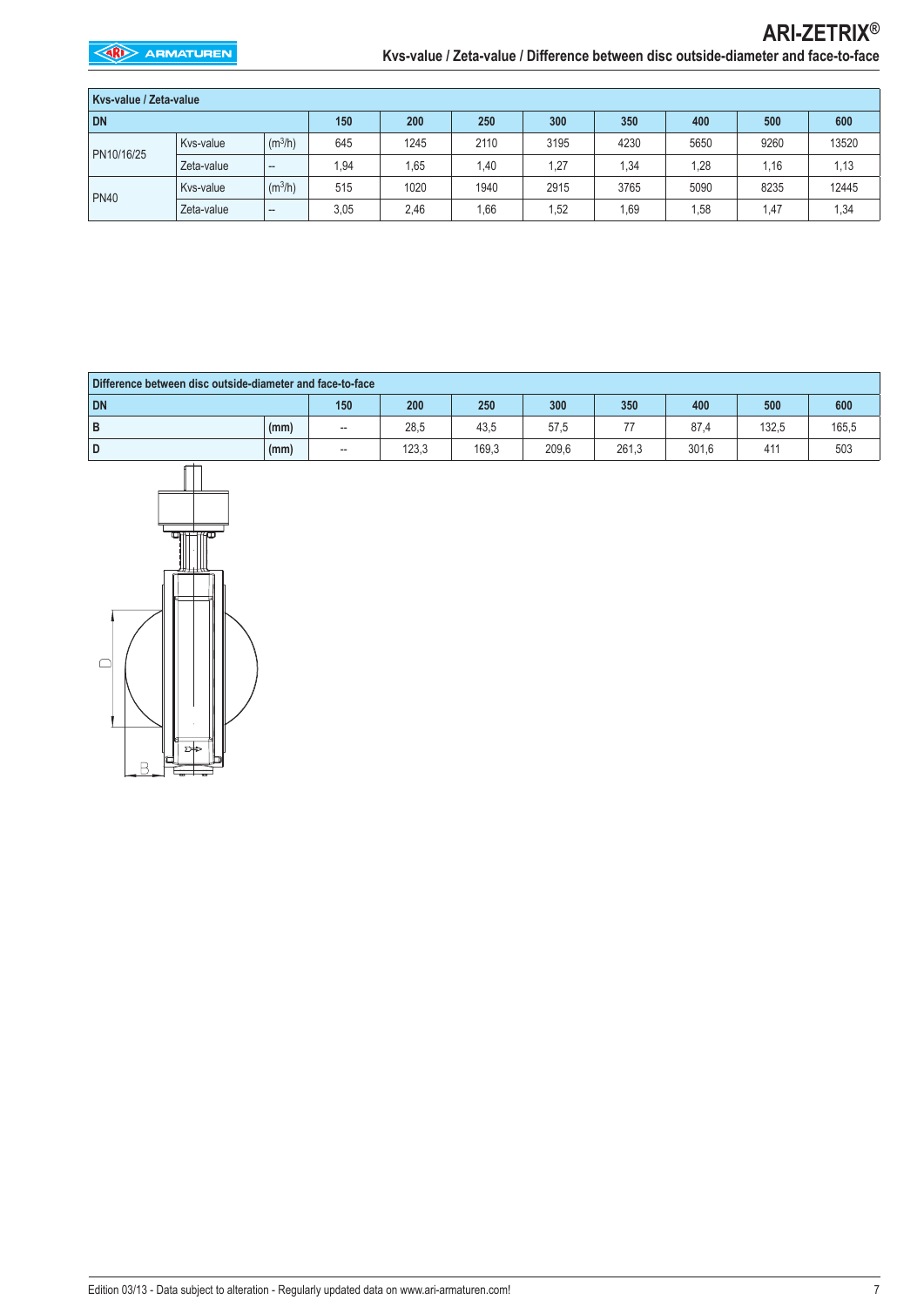## Kvs-value / Zeta-value

| DN | | | 150 | 200 | 250 | 300 | 350 | 400 | 500 | 600 |
|---|---|---|---|---|---|---|---|---|---|---|
| PN10/16/25 | Kvs-value | ($m^3/h$) | 645 | 1245 | 2110 | 3195 | 4230 | 5650 | 9260 | 13520 |
| | Zeta-value | -- | 1,94 | 1,65 | 1,40 | 1,27 | 1,34 | 1,28 | 1,16 | 1,13 |
| PN40 | Kvs-value | ($m^3/h$) | 515 | 1020 | 1940 | 2915 | 3765 | 5090 | 8235 | 12445 |
| | Zeta-value | -- | 3,05 | 2,46 | 1,66 | 1,52 | 1,69 | 1,58 | 1,47 | 1,34 |

## Difference between disc outside-diameter and face-to-face

| DN | | 150 | 200 | 250 | 300 | 350 | 400 | 500 | 600 |
|---|---|---|---|---|---|---|---|---|---|
| B | (mm) | -- | 28,5 | 43,5 | 57,5 | 77 | 87,4 | 132,5 | 165,5 |
| D | (mm) | -- | 123,3 | 169,3 | 209,6 | 261,3 | 301,6 | 411 | 503 |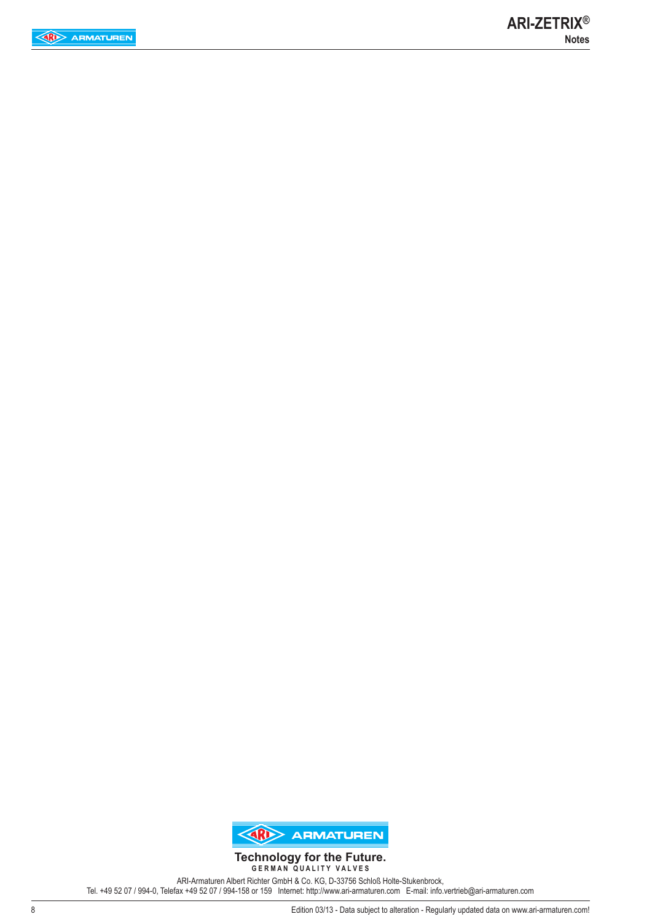ARMATUREN

**Technology for the Future.**
GERMAN QUALITY VALVES

ARI-Armaturen Albert Richter GmbH & Co. KG, D-33756 Schloß Holte-Stukenbrock,
Tel. +49 52 07 / 994-0, Telefax +49 52 07 / 994-158 or 159 Internet: http://www.ari-armaturen.com E-mail: info.vertrieb@ari-armaturen.com